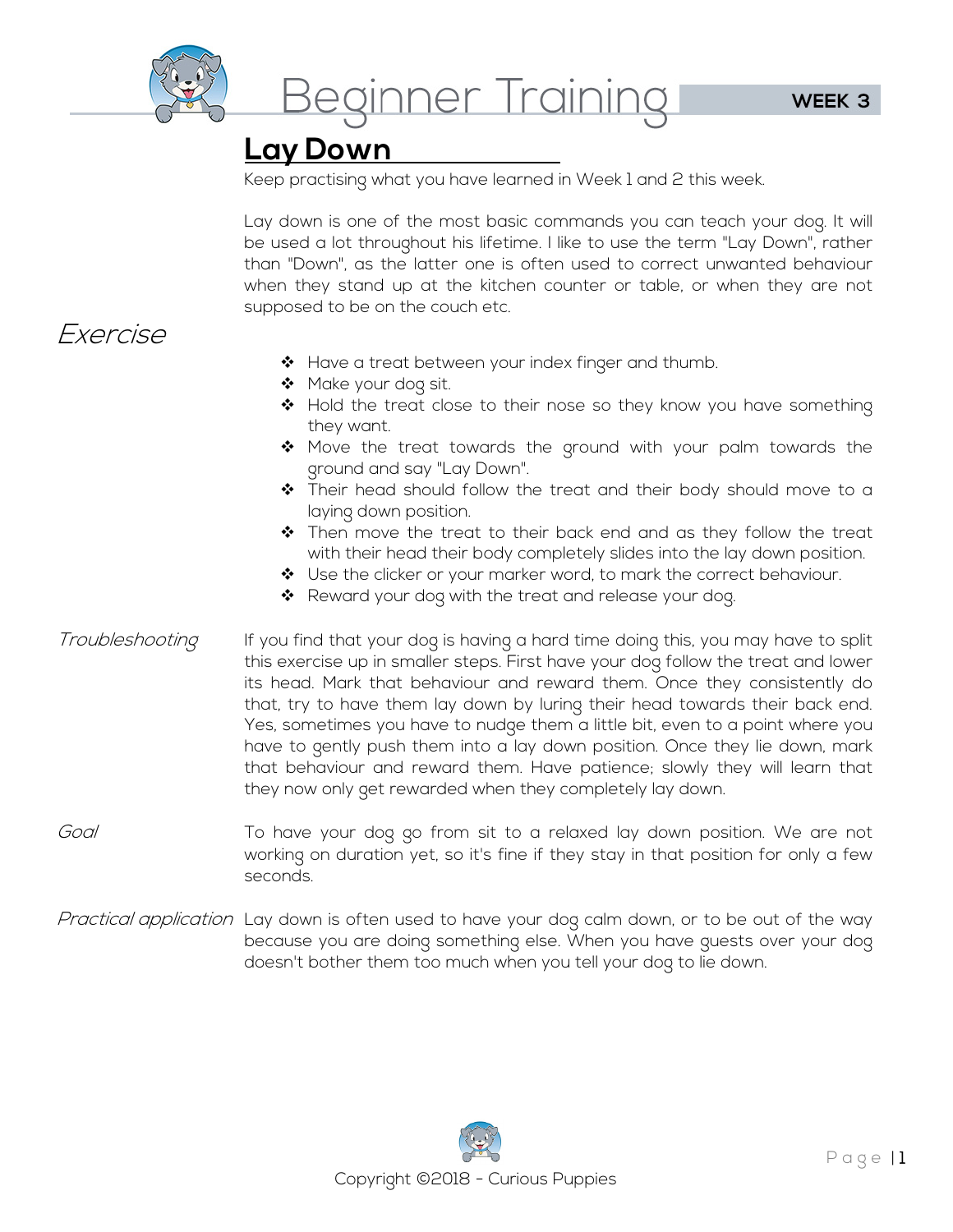# Beginner Training

**WEEK 3**

## Lay Down

Keep practising what you have learned in Week 1 and 2 this week.

Lay down is one of the most basic commands you can teach your dog. It will be used a lot throughout his lifetime. I like to use the term "Lay Down", rather than "Down", as the latter one is often used to correct unwanted behaviour when they stand up at the kitchen counter or table, or when they are not supposed to be on the couch etc.

### *Exercise*

- Have a treat between your index finger and thumb.
- Make your dog sit.
- Hold the treat close to their nose so they know you have something they want.
- Move the treat towards the ground with your palm towards the ground and say "Lay Down".
- Their head should follow the treat and their body should move to a laying down position.
- Then move the treat to their back end and as they follow the treat with their head their body completely slides into the lay down position.
- Use the clicker or your marker word, to mark the correct behaviour.
- Reward your dog with the treat and release your dog.

*Troubleshooting*

If you find that your dog is having a hard time doing this, you may have to split this exercise up in smaller steps. First have your dog follow the treat and lower its head. Mark that behaviour and reward them. Once they consistently do that, try to have them lay down by luring their head towards their back end. Yes, sometimes you have to nudge them a little bit, even to a point where you have to gently push them into a lay down position. Once they lie down, mark that behaviour and reward them. Have patience; slowly they will learn that they now only get rewarded when they completely lay down.

*Goal*

To have your dog go from sit to a relaxed lay down position. We are not working on duration yet, so it's fine if they stay in that position for only a few seconds.

*Practical application*

Lay down is often used to have your dog calm down, or to be out of the way because you are doing something else. When you have guests over your dog doesn't bother them too much when you tell your dog to lie down.

Copyright ©2018 - Curious Puppies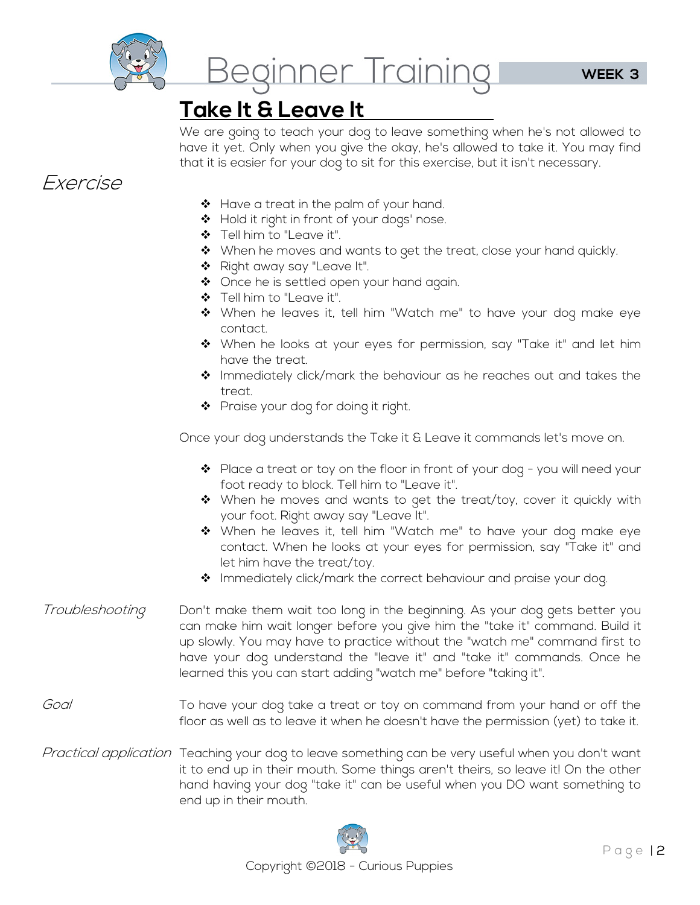# Beginner Training

**WEEK 3**

## Take It & Leave It

We are going to teach your dog to leave something when he's not allowed to have it yet. Only when you give the okay, he's allowed to take it. You may find that it is easier for your dog to sit for this exercise, but it isn't necessary.

### *Exercise*

- Have a treat in the palm of your hand.
- Hold it right in front of your dogs' nose.
- Tell him to "Leave it".
- When he moves and wants to get the treat, close your hand quickly.
- Right away say "Leave It".
- Once he is settled open your hand again.
- Tell him to "Leave it".
- When he leaves it, tell him "Watch me" to have your dog make eye contact.
- When he looks at your eyes for permission, say "Take it" and let him have the treat.
- Immediately click/mark the behaviour as he reaches out and takes the treat.
- Praise your dog for doing it right.

Once your dog understands the Take it & Leave it commands let's move on.

- Place a treat or toy on the floor in front of your dog - you will need your foot ready to block. Tell him to "Leave it".
- When he moves and wants to get the treat/toy, cover it quickly with your foot. Right away say "Leave It".
- When he leaves it, tell him "Watch me" to have your dog make eye contact. When he looks at your eyes for permission, say "Take it" and let him have the treat/toy.
- Immediately click/mark the correct behaviour and praise your dog.

*Troubleshooting*

Don't make them wait too long in the beginning. As your dog gets better you can make him wait longer before you give him the "take it" command. Build it up slowly. You may have to practice without the "watch me" command first to have your dog understand the "leave it" and "take it" commands. Once he learned this you can start adding "watch me" before "taking it".

*Goal*

To have your dog take a treat or toy on command from your hand or off the floor as well as to leave it when he doesn't have the permission (yet) to take it.

*Practical application*

Teaching your dog to leave something can be very useful when you don't want it to end up in their mouth. Some things aren't theirs, so leave it! On the other hand having your dog "take it" can be useful when you DO want something to end up in their mouth.

Copyright ©2018 - Curious Puppies